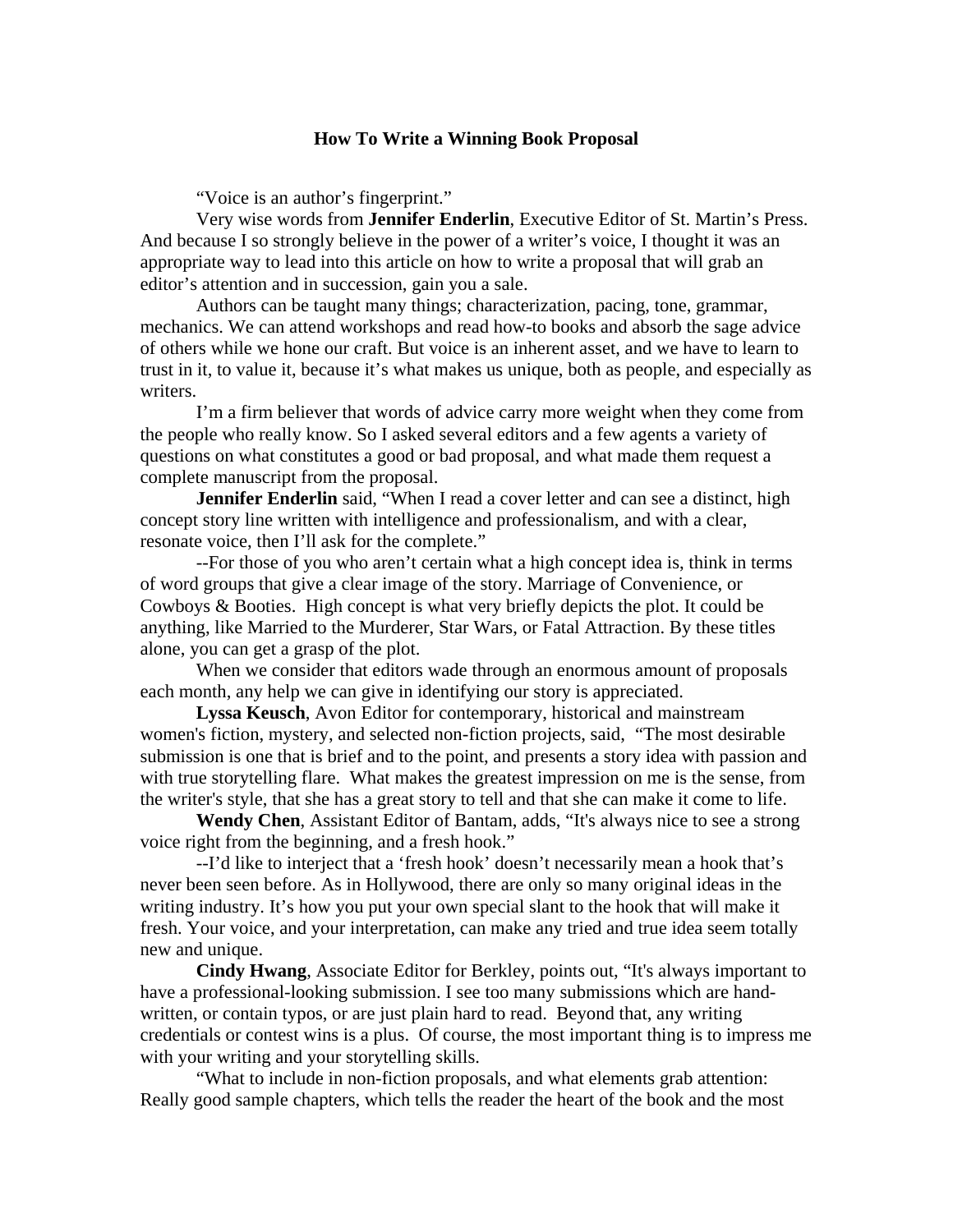# How To Write a Winning Book Proposal

"Voice is an author's fingerprint."

Very wise words from **Jennifer Enderlin**, Executive Editor of St. Martin's Press. And because I so strongly believe in the power of a writer's voice, I thought it was an appropriate way to lead into this article on how to write a proposal that will grab an editor's attention and in succession, gain you a sale.

Authors can be taught many things; characterization, pacing, tone, grammar, mechanics. We can attend workshops and read how-to books and absorb the sage advice of others while we hone our craft. But voice is an inherent asset, and we have to learn to trust in it, to value it, because it's what makes us unique, both as people, and especially as writers.

I'm a firm believer that words of advice carry more weight when they come from the people who really know. So I asked several editors and a few agents a variety of questions on what constitutes a good or bad proposal, and what made them request a complete manuscript from the proposal.

**Jennifer Enderlin** said, "When I read a cover letter and can see a distinct, high concept story line written with intelligence and professionalism, and with a clear, resonate voice, then I'll ask for the complete."

--For those of you who aren't certain what a high concept idea is, think in terms of word groups that give a clear image of the story. Marriage of Convenience, or Cowboys & Booties. High concept is what very briefly depicts the plot. It could be anything, like Married to the Murderer, Star Wars, or Fatal Attraction. By these titles alone, you can get a grasp of the plot.

When we consider that editors wade through an enormous amount of proposals each month, any help we can give in identifying our story is appreciated.

**Lyssa Keusch**, Avon Editor for contemporary, historical and mainstream women's fiction, mystery, and selected non-fiction projects, said, "The most desirable submission is one that is brief and to the point, and presents a story idea with passion and with true storytelling flare. What makes the greatest impression on me is the sense, from the writer's style, that she has a great story to tell and that she can make it come to life.

**Wendy Chen**, Assistant Editor of Bantam, adds, "It's always nice to see a strong voice right from the beginning, and a fresh hook."

--I'd like to interject that a 'fresh hook' doesn't necessarily mean a hook that's never been seen before. As in Hollywood, there are only so many original ideas in the writing industry. It's how you put your own special slant to the hook that will make it fresh. Your voice, and your interpretation, can make any tried and true idea seem totally new and unique.

**Cindy Hwang**, Associate Editor for Berkley, points out, "It's always important to have a professional-looking submission. I see too many submissions which are hand-written, or contain typos, or are just plain hard to read. Beyond that, any writing credentials or contest wins is a plus. Of course, the most important thing is to impress me with your writing and your storytelling skills.

"What to include in non-fiction proposals, and what elements grab attention: Really good sample chapters, which tells the reader the heart of the book and the most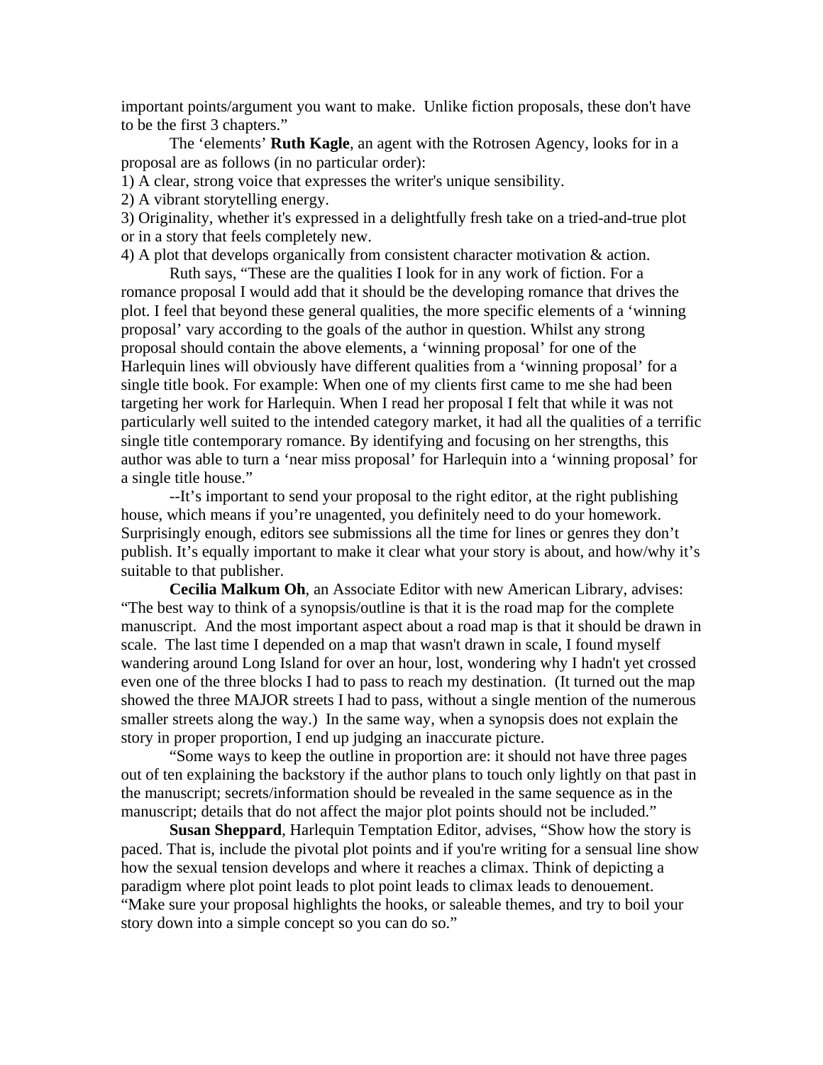important points/argument you want to make. Unlike fiction proposals, these don't have to be the first 3 chapters."

The 'elements' **Ruth Kagle**, an agent with the Rotrosen Agency, looks for in a proposal are as follows (in no particular order):

1) A clear, strong voice that expresses the writer's unique sensibility.
2) A vibrant storytelling energy.
3) Originality, whether it's expressed in a delightfully fresh take on a tried-and-true plot or in a story that feels completely new.
4) A plot that develops organically from consistent character motivation & action.

Ruth says, "These are the qualities I look for in any work of fiction. For a romance proposal I would add that it should be the developing romance that drives the plot. I feel that beyond these general qualities, the more specific elements of a 'winning proposal' vary according to the goals of the author in question. Whilst any strong proposal should contain the above elements, a 'winning proposal' for one of the Harlequin lines will obviously have different qualities from a 'winning proposal' for a single title book. For example: When one of my clients first came to me she had been targeting her work for Harlequin. When I read her proposal I felt that while it was not particularly well suited to the intended category market, it had all the qualities of a terrific single title contemporary romance. By identifying and focusing on her strengths, this author was able to turn a 'near miss proposal' for Harlequin into a 'winning proposal' for a single title house."

--It's important to send your proposal to the right editor, at the right publishing house, which means if you're unagented, you definitely need to do your homework. Surprisingly enough, editors see submissions all the time for lines or genres they don't publish. It's equally important to make it clear what your story is about, and how/why it's suitable to that publisher.

**Cecilia Malkum Oh**, an Associate Editor with new American Library, advises: "The best way to think of a synopsis/outline is that it is the road map for the complete manuscript. And the most important aspect about a road map is that it should be drawn in scale. The last time I depended on a map that wasn't drawn in scale, I found myself wandering around Long Island for over an hour, lost, wondering why I hadn't yet crossed even one of the three blocks I had to pass to reach my destination. (It turned out the map showed the three MAJOR streets I had to pass, without a single mention of the numerous smaller streets along the way.) In the same way, when a synopsis does not explain the story in proper proportion, I end up judging an inaccurate picture.

"Some ways to keep the outline in proportion are: it should not have three pages out of ten explaining the backstory if the author plans to touch only lightly on that past in the manuscript; secrets/information should be revealed in the same sequence as in the manuscript; details that do not affect the major plot points should not be included."

**Susan Sheppard**, Harlequin Temptation Editor, advises, "Show how the story is paced. That is, include the pivotal plot points and if you're writing for a sensual line show how the sexual tension develops and where it reaches a climax. Think of depicting a paradigm where plot point leads to plot point leads to climax leads to denouement. "Make sure your proposal highlights the hooks, or saleable themes, and try to boil your story down into a simple concept so you can do so."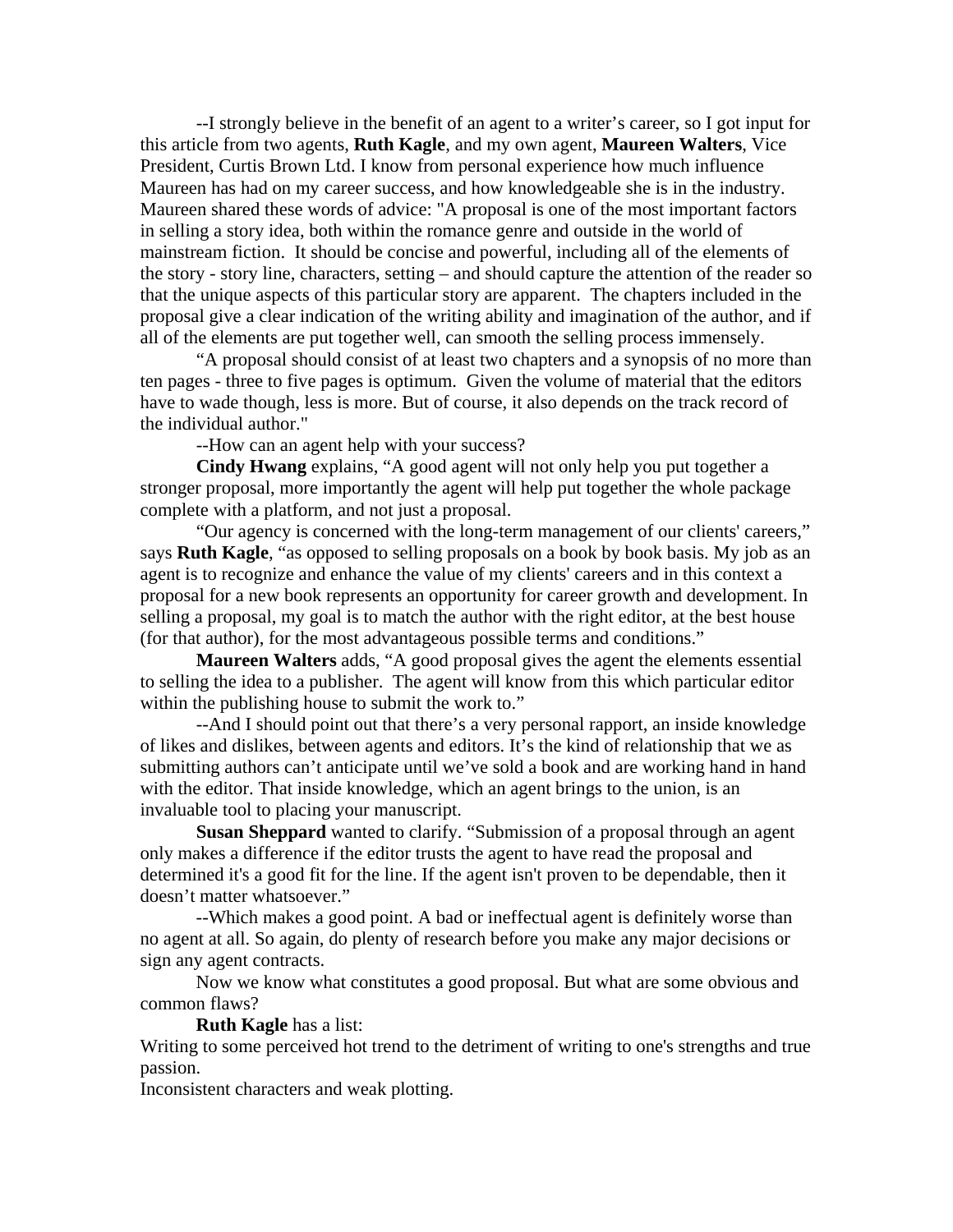--I strongly believe in the benefit of an agent to a writer's career, so I got input for this article from two agents, **Ruth Kagle**, and my own agent, **Maureen Walters**, Vice President, Curtis Brown Ltd. I know from personal experience how much influence Maureen has had on my career success, and how knowledgeable she is in the industry. Maureen shared these words of advice: "A proposal is one of the most important factors in selling a story idea, both within the romance genre and outside in the world of mainstream fiction. It should be concise and powerful, including all of the elements of the story - story line, characters, setting – and should capture the attention of the reader so that the unique aspects of this particular story are apparent. The chapters included in the proposal give a clear indication of the writing ability and imagination of the author, and if all of the elements are put together well, can smooth the selling process immensely.

"A proposal should consist of at least two chapters and a synopsis of no more than ten pages - three to five pages is optimum. Given the volume of material that the editors have to wade though, less is more. But of course, it also depends on the track record of the individual author."

--How can an agent help with your success?

**Cindy Hwang** explains, "A good agent will not only help you put together a stronger proposal, more importantly the agent will help put together the whole package complete with a platform, and not just a proposal.

"Our agency is concerned with the long-term management of our clients' careers," says **Ruth Kagle**, "as opposed to selling proposals on a book by book basis. My job as an agent is to recognize and enhance the value of my clients' careers and in this context a proposal for a new book represents an opportunity for career growth and development. In selling a proposal, my goal is to match the author with the right editor, at the best house (for that author), for the most advantageous possible terms and conditions."

**Maureen Walters** adds, "A good proposal gives the agent the elements essential to selling the idea to a publisher. The agent will know from this which particular editor within the publishing house to submit the work to."

--And I should point out that there's a very personal rapport, an inside knowledge of likes and dislikes, between agents and editors. It's the kind of relationship that we as submitting authors can't anticipate until we've sold a book and are working hand in hand with the editor. That inside knowledge, which an agent brings to the union, is an invaluable tool to placing your manuscript.

**Susan Sheppard** wanted to clarify. "Submission of a proposal through an agent only makes a difference if the editor trusts the agent to have read the proposal and determined it's a good fit for the line. If the agent isn't proven to be dependable, then it doesn't matter whatsoever."

--Which makes a good point. A bad or ineffectual agent is definitely worse than no agent at all. So again, do plenty of research before you make any major decisions or sign any agent contracts.

Now we know what constitutes a good proposal. But what are some obvious and common flaws?

**Ruth Kagle** has a list:

Writing to some perceived hot trend to the detriment of writing to one's strengths and true passion.

Inconsistent characters and weak plotting.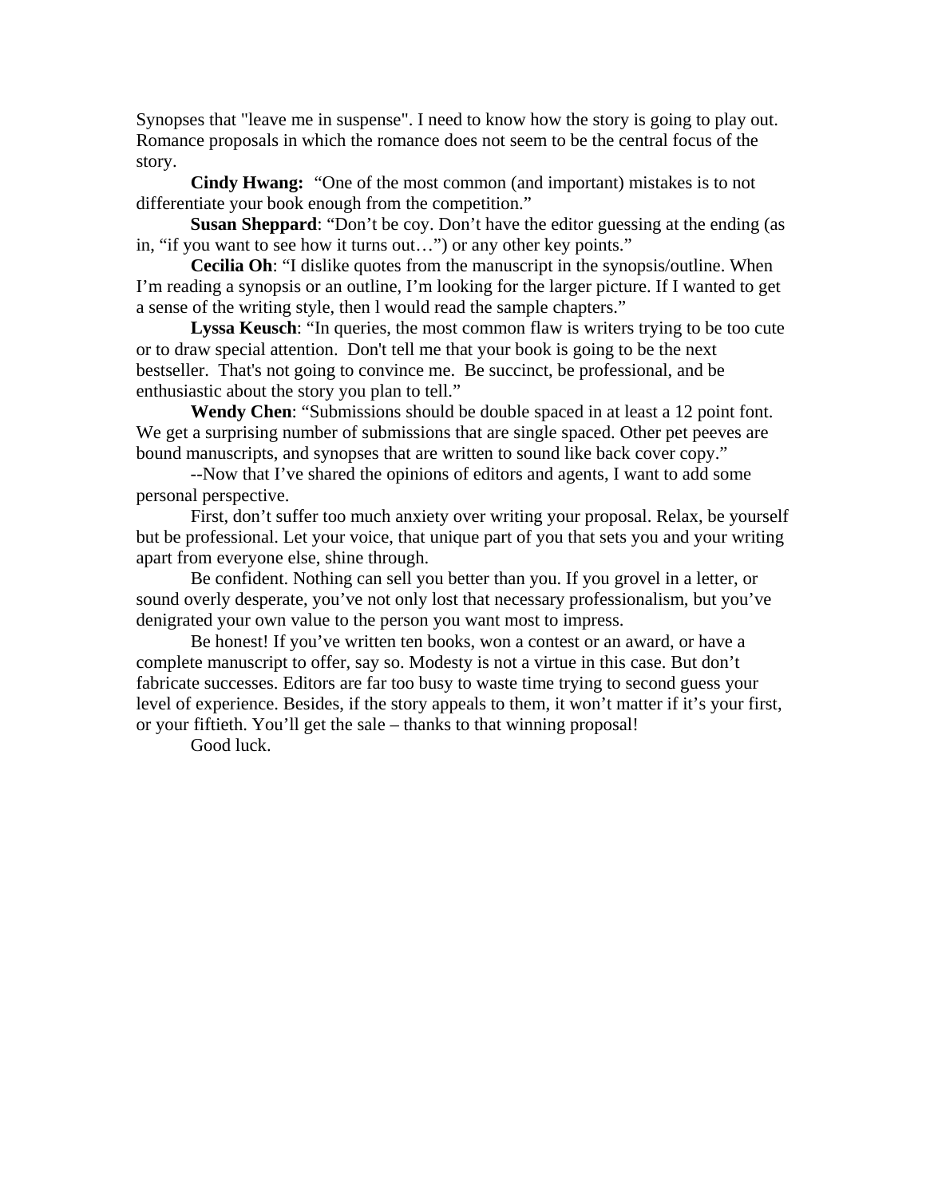Synopses that "leave me in suspense". I need to know how the story is going to play out. Romance proposals in which the romance does not seem to be the central focus of the story.

**Cindy Hwang:** "One of the most common (and important) mistakes is to not differentiate your book enough from the competition."

**Susan Sheppard**: "Don't be coy. Don't have the editor guessing at the ending (as in, "if you want to see how it turns out…") or any other key points."

**Cecilia Oh**: "I dislike quotes from the manuscript in the synopsis/outline. When I'm reading a synopsis or an outline, I'm looking for the larger picture. If I wanted to get a sense of the writing style, then l would read the sample chapters."

**Lyssa Keusch**: "In queries, the most common flaw is writers trying to be too cute or to draw special attention. Don't tell me that your book is going to be the next bestseller. That's not going to convince me. Be succinct, be professional, and be enthusiastic about the story you plan to tell."

**Wendy Chen**: "Submissions should be double spaced in at least a 12 point font. We get a surprising number of submissions that are single spaced. Other pet peeves are bound manuscripts, and synopses that are written to sound like back cover copy."

--Now that I've shared the opinions of editors and agents, I want to add some personal perspective.

First, don't suffer too much anxiety over writing your proposal. Relax, be yourself but be professional. Let your voice, that unique part of you that sets you and your writing apart from everyone else, shine through.

Be confident. Nothing can sell you better than you. If you grovel in a letter, or sound overly desperate, you've not only lost that necessary professionalism, but you've denigrated your own value to the person you want most to impress.

Be honest! If you've written ten books, won a contest or an award, or have a complete manuscript to offer, say so. Modesty is not a virtue in this case. But don't fabricate successes. Editors are far too busy to waste time trying to second guess your level of experience. Besides, if the story appeals to them, it won't matter if it's your first, or your fiftieth. You'll get the sale – thanks to that winning proposal!

Good luck.